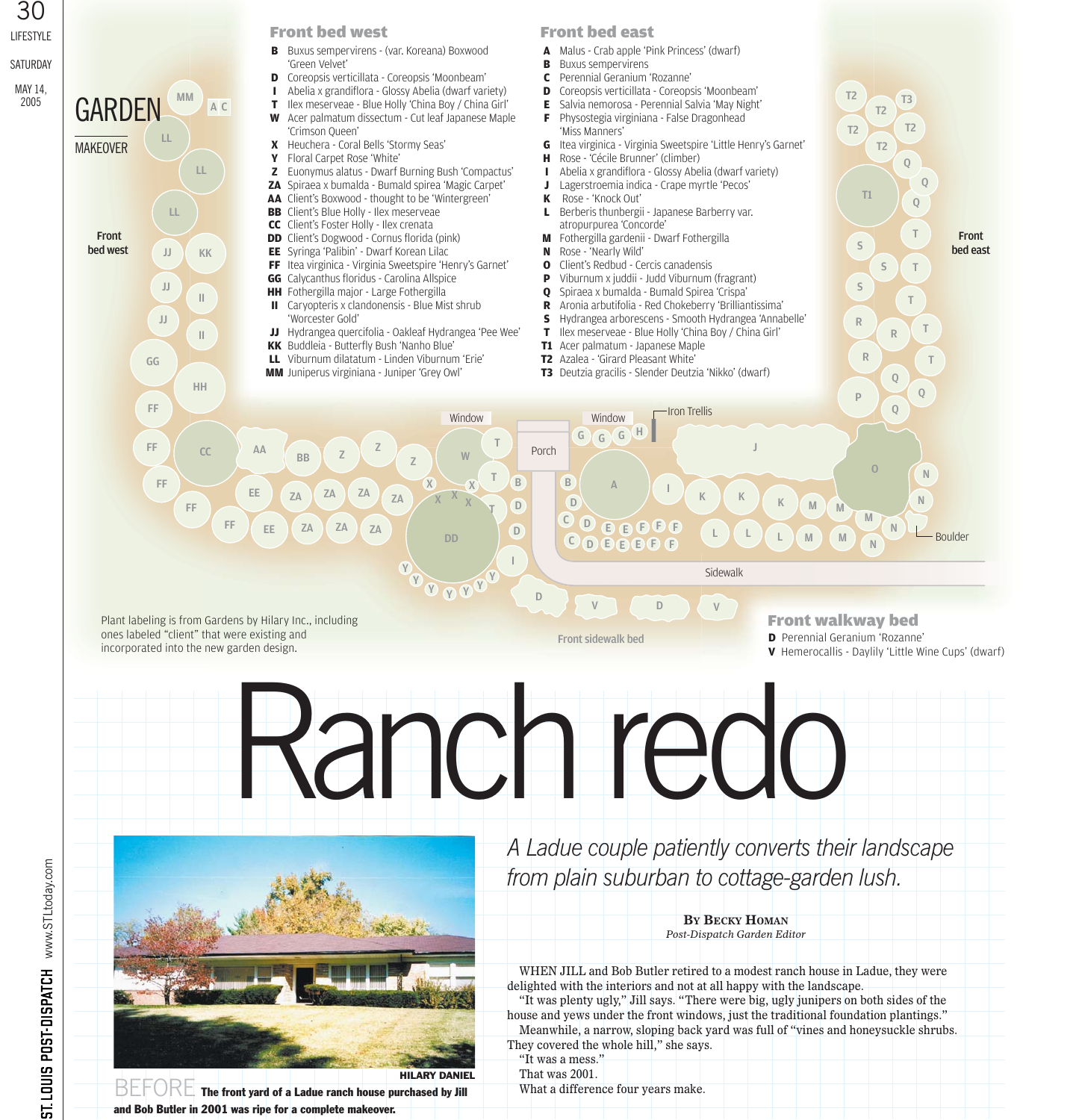# GARDEN MAKEOVER

## Front bed west

- **B** Buxus sempervirens - (var. Koreana) Boxwood 'Green Velvet'
- **D** Coreopsis verticillata - Coreopsis 'Moonbeam'
- **I** Abelia x grandiflora - Glossy Abelia (dwarf variety)
- **T** Ilex meserveae - Blue Holly 'China Boy / China Girl'
- **W** Acer palmatum dissectum - Cut leaf Japanese Maple 'Crimson Queen'
- **X** Heuchera - Coral Bells 'Stormy Seas'
- **Y** Floral Carpet Rose 'White'
- **Z** Euonymus alatus - Dwarf Burning Bush 'Compactus'
- **ZA** Spiraea x bumalda - Bumald spirea 'Magic Carpet'
- **AA** Client's Boxwood - thought to be 'Wintergreen'
- **BB** Client's Blue Holly - Ilex meserveae
- **CC** Client's Foster Holly - Ilex crenata
- **DD** Client's Dogwood - Cornus florida (pink)
- **EE** Syringa 'Palibin' - Dwarf Korean Lilac
- **FF** Itea virginica - Virginia Sweetspire 'Henry's Garnet'
- **GG** Calycanthus floridus - Carolina Allspice
- **HH** Fothergilla major - Large Fothergilla
- **II** Caryopteris x clandonensis - Blue Mist shrub 'Worcester Gold'
- **JJ** Hydrangea quercifolia - Oakleaf Hydrangea 'Pee Wee'
- **KK** Buddleia - Butterfly Bush 'Nanho Blue'
- **LL** Viburnum dilatatum - Linden Viburnum 'Erie'
- **MM** Juniperus virginiana - Juniper 'Grey Owl'

## Front bed east

- **A** Malus - Crab apple 'Pink Princess' (dwarf)
- **B** Buxus sempervirens
- **C** Perennial Geranium 'Rozanne'
- **D** Coreopsis verticillata - Coreopsis 'Moonbeam'
- **E** Salvia nemorosa - Perennial Salvia 'May Night'
- **F** Physostegia virginiana - False Dragonhead 'Miss Manners'
- **G** Itea virginica - Virginia Sweetspire 'Little Henry's Garnet'
- **H** Rose - 'Cécile Brunner' (climber)
- **I** Abelia x grandiflora - Glossy Abelia (dwarf variety)
- **J** Lagerstroemia indica - Crape myrtle 'Pecos'
- **K** Rose - 'Knock Out'
- **L** Berberis thunbergii - Japanese Barberry var. atropurpurea 'Concorde'
- **M** Fothergilla gardenii - Dwarf Fothergilla
- **N** Rose - 'Nearly Wild'
- **O** Client's Redbud - Cercis canadensis
- **P** Viburnum x juddii - Judd Viburnum (fragrant)
- **Q** Spiraea x bumalda - Bumald Spirea 'Crispa'
- **R** Aronia arbutifolia - Red Chokeberry 'Brilliantissima'
- **S** Hydrangea arborescens - Smooth Hydrangea 'Annabelle'
- **T** Ilex meserveae - Blue Holly 'China Boy / China Girl'
- **T1** Acer palmatum - Japanese Maple
- **T2** Azalea - 'Girard Pleasant White'
- **T3** Deutzia gracilis - Slender Deutzia 'Nikko' (dwarf)

## Front walkway bed

- **D** Perennial Geranium 'Rozanne'
- **V** Hemerocallis - Daylily 'Little Wine Cups' (dwarf)

Plant labeling is from Gardens by Hilary Inc., including ones labeled "client" that were existing and incorporated into the new garden design.

# Ranch redo

*A Ladue couple patiently converts their landscape from plain suburban to cottage-garden lush.*

**By Becky Homan**
*Post-Dispatch Garden Editor*

HILARY DANIEL

BEFORE **The front yard of a Ladue ranch house purchased by Jill and Bob Butler in 2001 was ripe for a complete makeover.**

WHEN JILL and Bob Butler retired to a modest ranch house in Ladue, they were delighted with the interiors and not at all happy with the landscape.

"It was plenty ugly," Jill says. "There were big, ugly junipers on both sides of the house and yews under the front windows, just the traditional foundation plantings."

Meanwhile, a narrow, sloping back yard was full of "vines and honeysuckle shrubs. They covered the whole hill," she says.

"It was a mess."

That was 2001.

What a difference four years make.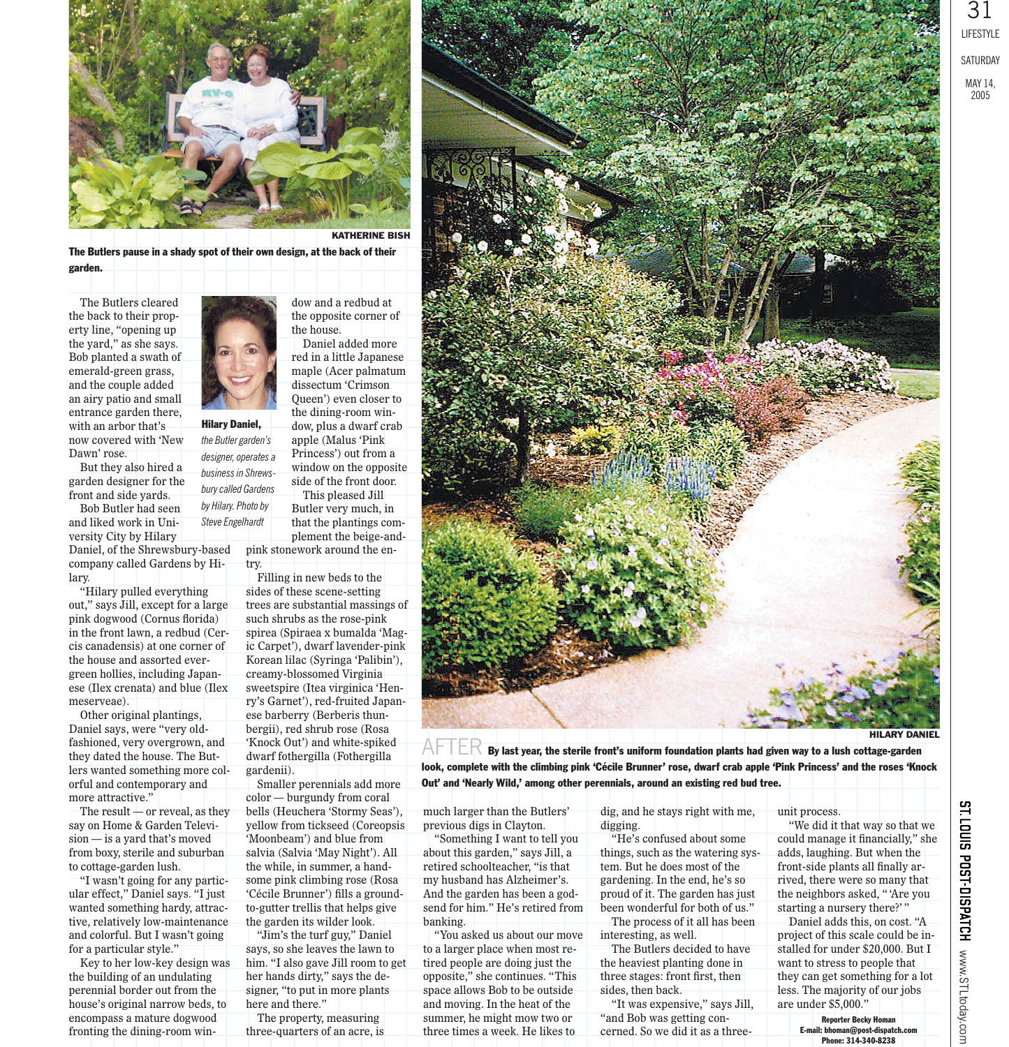KATHERINE BISH

**The Butlers pause in a shady spot of their own design, at the back of their garden.**

The Butlers cleared the back to their property line, "opening up the yard," as she says. Bob planted a swath of emerald-green grass, and the couple added an airy patio and small entrance garden there, with an arbor that's now covered with 'New Dawn' rose.

But they also hired a garden designer for the front and side yards.

Bob Butler had seen and liked work in University City by Hilary Daniel, of the Shrewsbury-based company called Gardens by Hilary.

**Hilary Daniel,** *the Butler garden's designer, operates a business in Shrewsbury called Gardens by Hilary. Photo by Steve Engelhardt*

"Hilary pulled everything out," says Jill, except for a large pink dogwood (Cornus florida) in the front lawn, a redbud (Cercis canadensis) at one corner of the house and assorted evergreen hollies, including Japanese (Ilex crenata) and blue (Ilex meserveae).

Other original plantings, Daniel says, were "very old-fashioned, very overgrown, and they dated the house. The Butlers wanted something more colorful and contemporary and more attractive."

The result — or reveal, as they say on Home & Garden Television — is a yard that's moved from boxy, sterile and suburban to cottage-garden lush.

"I wasn't going for any particular effect," Daniel says. "I just wanted something hardy, attractive, relatively low-maintenance and colorful. But I wasn't going for a particular style."

Key to her low-key design was the building of an undulating perennial border out from the house's original narrow beds, to encompass a mature dogwood fronting the dining-room window and a redbud at the opposite corner of the house.

Daniel added more red in a little Japanese maple (Acer palmatum dissectum 'Crimson Queen') even closer to the dining-room window, plus a dwarf crab apple (Malus 'Pink Princess') out from a window on the opposite side of the front door.

This pleased Jill Butler very much, in that the plantings complement the beige-and-pink stonework around the entry.

Filling in new beds to the sides of these scene-setting trees are substantial massings of such shrubs as the rose-pink spirea (Spiraea x bumalda 'Magic Carpet'), dwarf lavender-pink Korean lilac (Syringa 'Palibin'), creamy-blossomed Virginia sweetspire (Itea virginica 'Henry's Garnet'), red-fruited Japanese barberry (Berberis thunbergii), red shrub rose (Rosa 'Knock Out') and white-spiked dwarf fothergilla (Fothergilla gardenii).

Smaller perennials add more color — burgundy from coral bells (Heuchera 'Stormy Seas'), yellow from tickseed (Coreopsis 'Moonbeam') and blue from salvia (Salvia 'May Night'). All the while, in summer, a handsome pink climbing rose (Rosa 'Cécile Brunner') fills a ground-to-gutter trellis that helps give the garden its wilder look.

"Jim's the turf guy," Daniel says, so she leaves the lawn to him. "I also gave Jill room to get her hands dirty," says the designer, "to put in more plants here and there."

The property, measuring three-quarters of an acre, is much larger than the Butlers' previous digs in Clayton.

"Something I want to tell you about this garden," says Jill, a retired schoolteacher, "is that my husband has Alzheimer's. And the garden has been a godsend for him." He's retired from banking.

"You asked us about our move to a larger place when most retired people are doing just the opposite," she continues. "This space allows Bob to be outside and moving. In the heat of the summer, he might mow two or three times a week. He likes to dig, and he stays right with me, digging.

"He's confused about some things, such as the watering system. But he does most of the gardening. In the end, he's so proud of it. The garden has just been wonderful for both of us."

The process of it all has been interesting, as well.

The Butlers decided to have the heaviest planting done in three stages: front first, then sides, then back.

"It was expensive," says Jill, "and Bob was getting concerned. So we did it as a three-unit process.

"We did it that way so that we could manage it financially," she adds, laughing. But when the front-side plants all finally arrived, there were so many that the neighbors asked, " 'Are you starting a nursery there?' "

Daniel adds this, on cost. "A project of this scale could be installed for under $20,000. But I want to stress to people that they can get something for a lot less. The majority of our jobs are under $5,000."

HILARY DANIEL

AFTER **By last year, the sterile front's uniform foundation plants had given way to a lush cottage-garden look, complete with the climbing pink 'Cécile Brunner' rose, dwarf crab apple 'Pink Princess' and the roses 'Knock Out' and 'Nearly Wild,' among other perennials, around an existing red bud tree.**

Reporter Becky Homan
E-mail: bhoman@post-dispatch.com
Phone: 314-340-8238